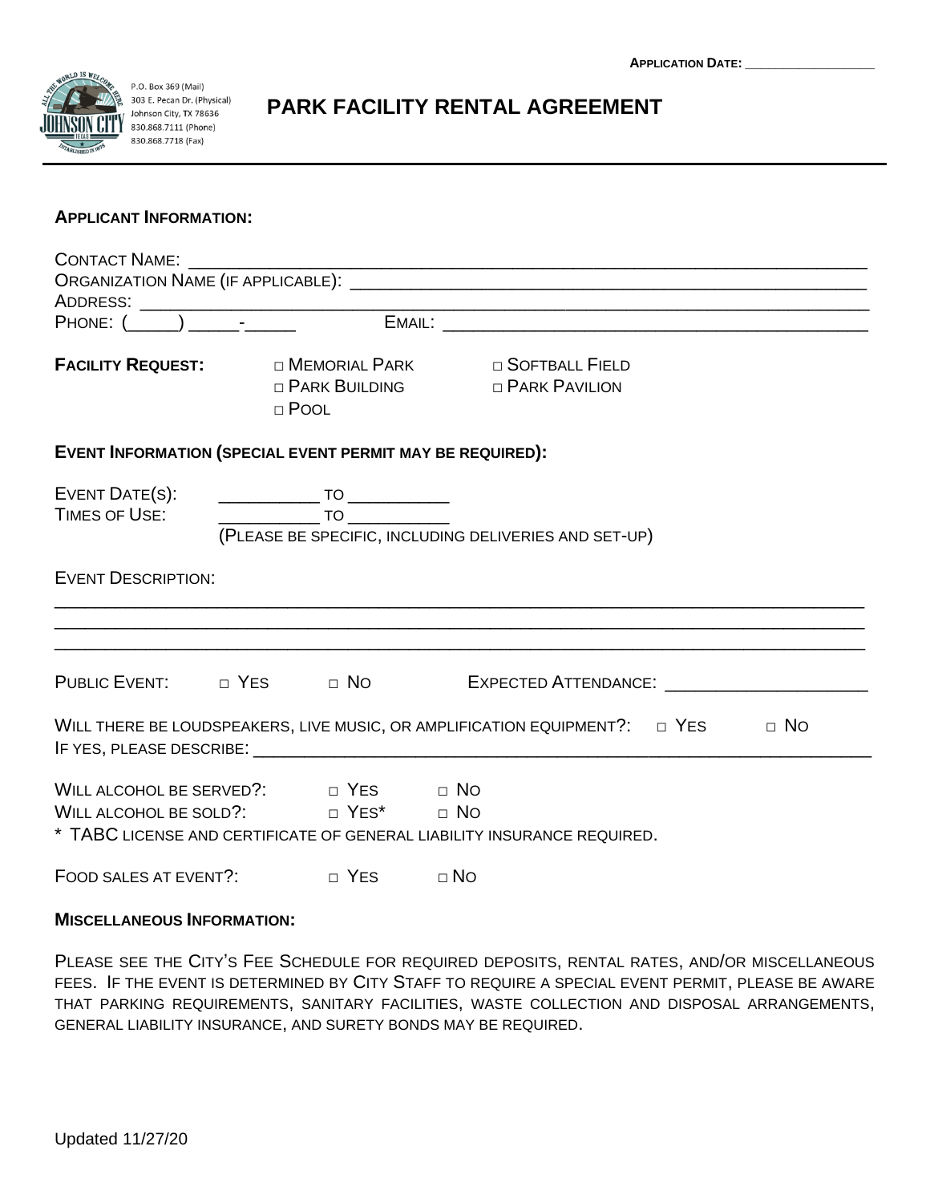**Application Date:** ___________________

P.O. Box 369 (Mail)
303 E. Pecan Dr. (Physical)
Johnson City, TX 78636
830.868.7111 (Phone)
830.868.7718 (Fax)

# PARK FACILITY RENTAL AGREEMENT

## APPLICANT INFORMATION:

CONTACT NAME: ____________________________________________________________________

ORGANIZATION NAME (IF APPLICABLE): _____________________________________________________

ADDRESS: _________________________________________________________________________

PHONE: (_____) _____-_____ EMAIL: __________________________________________

**FACILITY REQUEST:**

- □ MEMORIAL PARK
- □ SOFTBALL FIELD
- □ PARK BUILDING
- □ PARK PAVILION
- □ POOL

## EVENT INFORMATION (SPECIAL EVENT PERMIT MAY BE REQUIRED):

EVENT DATE(S): __________ TO __________

TIMES OF USE: __________ TO __________

(PLEASE BE SPECIFIC, INCLUDING DELIVERIES AND SET-UP)

EVENT DESCRIPTION:

_____________________________________________________________________________

_____________________________________________________________________________

_____________________________________________________________________________

PUBLIC EVENT: □ YES □ NO EXPECTED ATTENDANCE: ___________________

WILL THERE BE LOUDSPEAKERS, LIVE MUSIC, OR AMPLIFICATION EQUIPMENT?: □ YES □ NO

IF YES, PLEASE DESCRIBE: ______________________________________________________________

WILL ALCOHOL BE SERVED?: □ YES □ NO

WILL ALCOHOL BE SOLD?: □ YES* □ NO

\* TABC LICENSE AND CERTIFICATE OF GENERAL LIABILITY INSURANCE REQUIRED.

FOOD SALES AT EVENT?: □ YES □ NO

## MISCELLANEOUS INFORMATION:

PLEASE SEE THE CITY'S FEE SCHEDULE FOR REQUIRED DEPOSITS, RENTAL RATES, AND/OR MISCELLANEOUS FEES. IF THE EVENT IS DETERMINED BY CITY STAFF TO REQUIRE A SPECIAL EVENT PERMIT, PLEASE BE AWARE THAT PARKING REQUIREMENTS, SANITARY FACILITIES, WASTE COLLECTION AND DISPOSAL ARRANGEMENTS, GENERAL LIABILITY INSURANCE, AND SURETY BONDS MAY BE REQUIRED.

Updated 11/27/20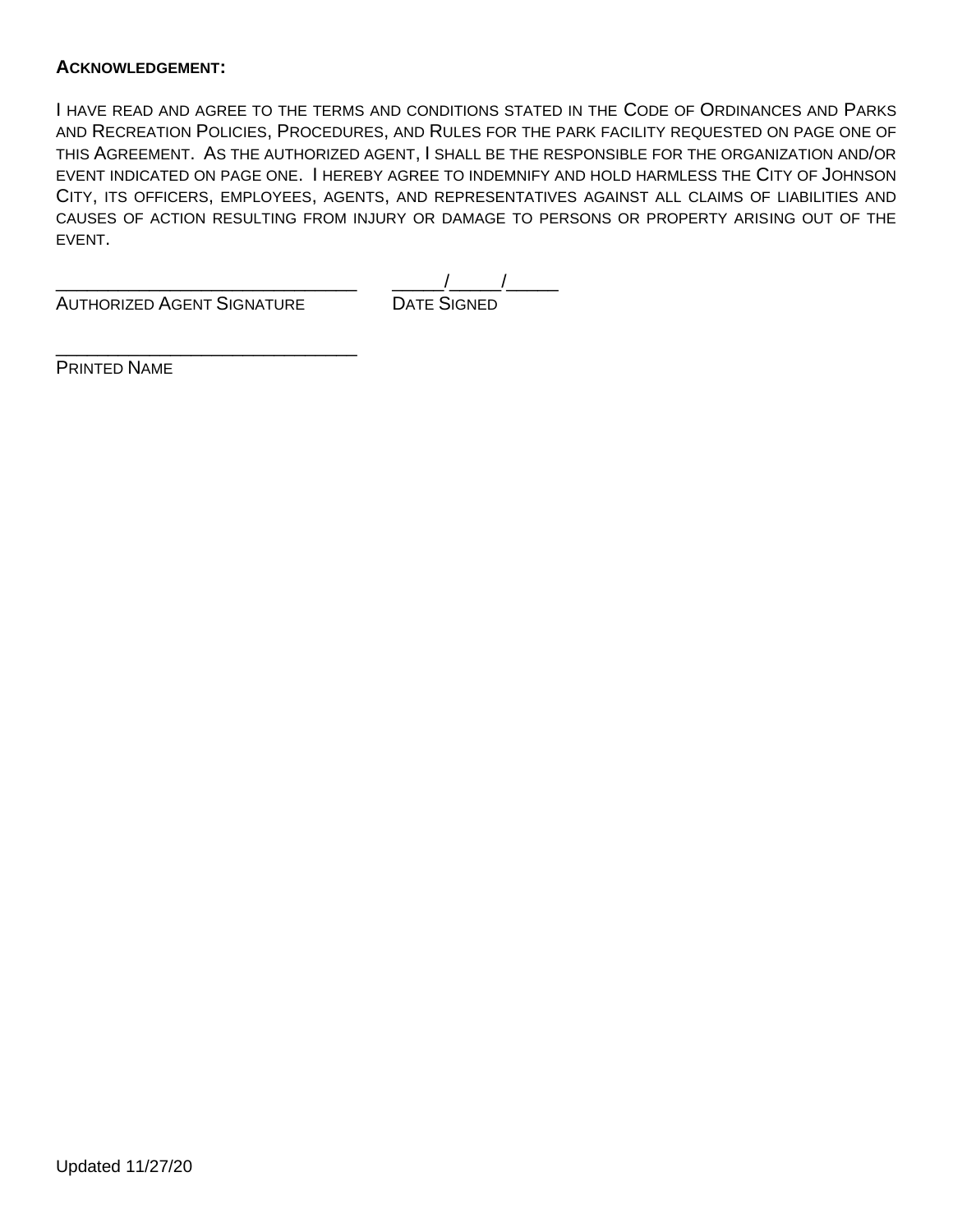**ACKNOWLEDGEMENT:**

I HAVE READ AND AGREE TO THE TERMS AND CONDITIONS STATED IN THE CODE OF ORDINANCES AND PARKS AND RECREATION POLICIES, PROCEDURES, AND RULES FOR THE PARK FACILITY REQUESTED ON PAGE ONE OF THIS AGREEMENT. AS THE AUTHORIZED AGENT, I SHALL BE THE RESPONSIBLE FOR THE ORGANIZATION AND/OR EVENT INDICATED ON PAGE ONE. I HEREBY AGREE TO INDEMNIFY AND HOLD HARMLESS THE CITY OF JOHNSON CITY, ITS OFFICERS, EMPLOYEES, AGENTS, AND REPRESENTATIVES AGAINST ALL CLAIMS OF LIABILITIES AND CAUSES OF ACTION RESULTING FROM INJURY OR DAMAGE TO PERSONS OR PROPERTY ARISING OUT OF THE EVENT.

______________________________ _____/_____/_____

AUTHORIZED AGENT SIGNATURE DATE SIGNED

______________________________

PRINTED NAME

Updated 11/27/20